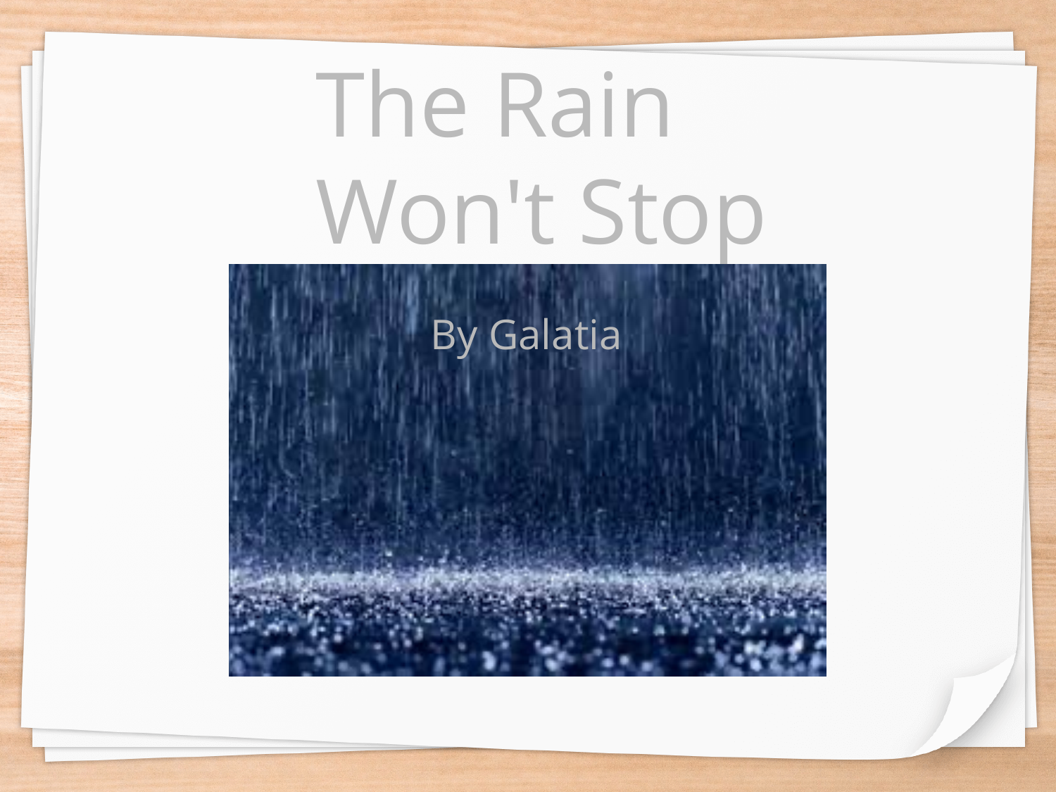# The Rain Won't Stop

By Galatia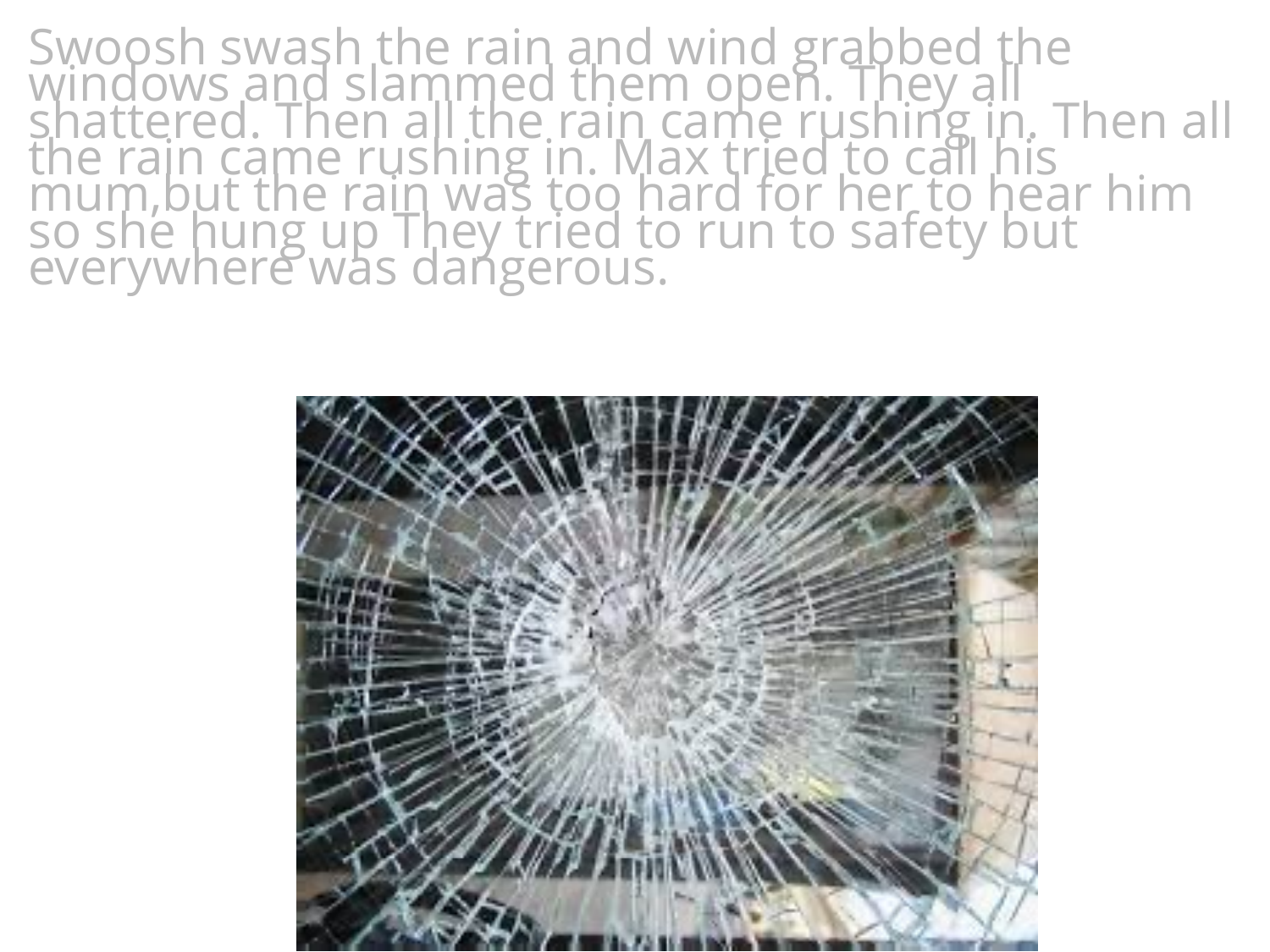Swoosh swash the rain and wind grabbed the windows and slammed them open. They all shattered. Then all the rain came rushing in. Then all the rain came rushing in. Max tried to call his mum,but the rain was too hard for her to hear him so she hung up They tried to run to safety but everywhere was dangerous.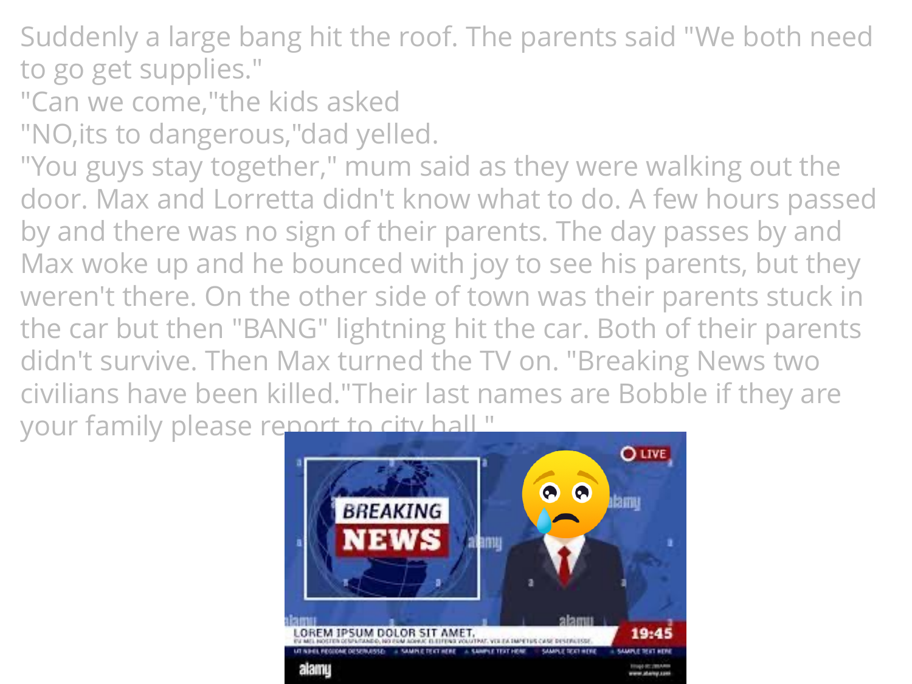Suddenly a large bang hit the roof. The parents said "We both need to go get supplies."
"Can we come,"the kids asked
"NO,its to dangerous,"dad yelled.
"You guys stay together," mum said as they were walking out the door. Max and Lorretta didn't know what to do. A few hours passed by and there was no sign of their parents. The day passes by and Max woke up and he bounced with joy to see his parents, but they weren't there. On the other side of town was their parents stuck in the car but then "BANG" lightning hit the car. Both of their parents didn't survive. Then Max turned the TV on. "Breaking News two civilians have been killed."Their last names are Bobble if they are your family please report to city hall."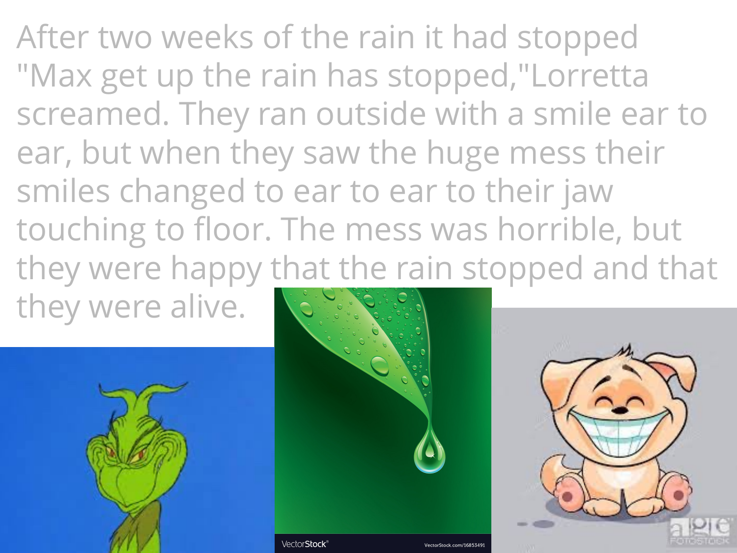After two weeks of the rain it had stopped "Max get up the rain has stopped,"Lorretta screamed. They ran outside with a smile ear to ear, but when they saw the huge mess their smiles changed to ear to ear to their jaw touching to floor. The mess was horrible, but they were happy that the rain stopped and that they were alive.